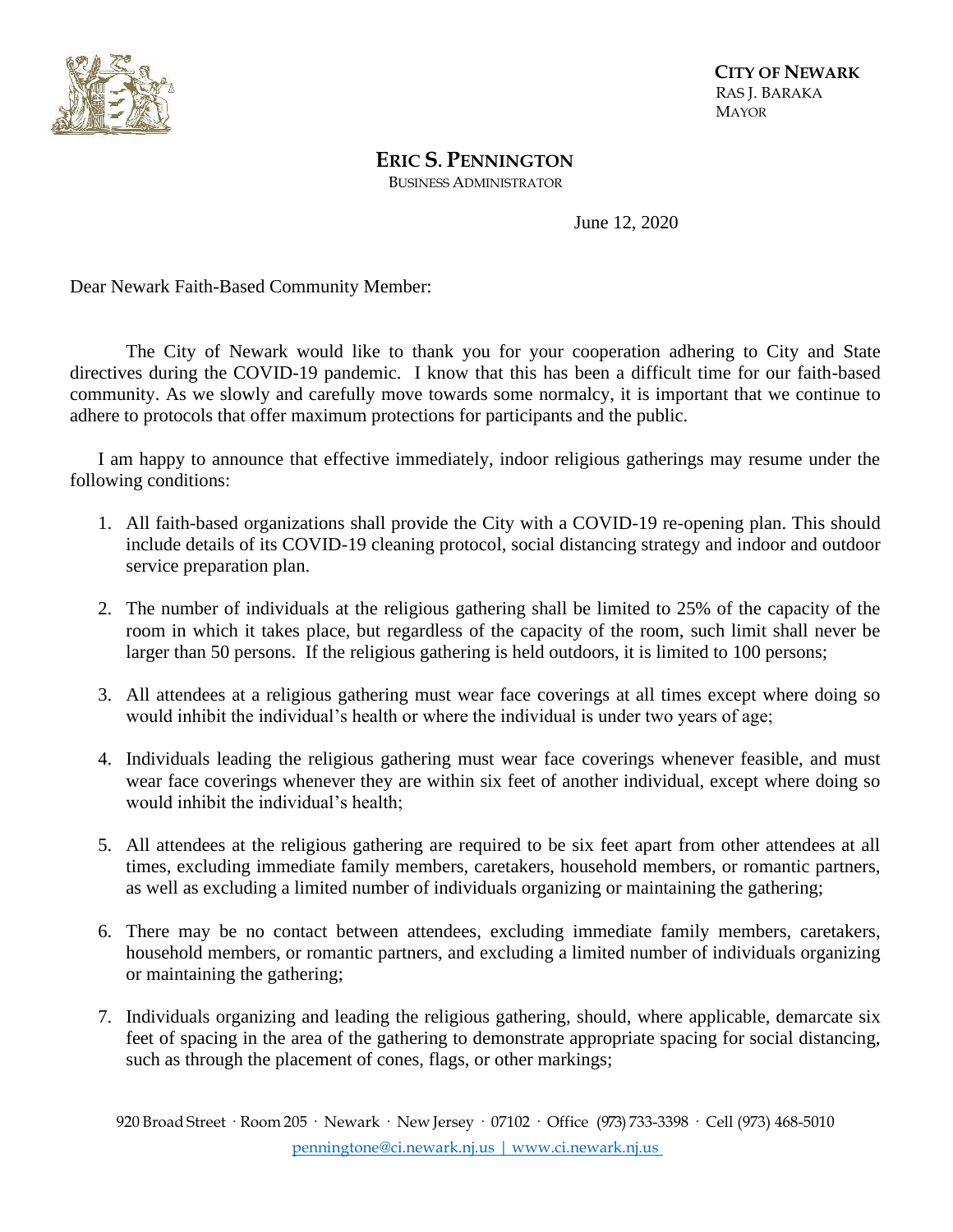**CITY OF NEWARK**
RAS J. BARAKA
MAYOR

**ERIC S. PENNINGTON**
BUSINESS ADMINISTRATOR

June 12, 2020

Dear Newark Faith-Based Community Member:

The City of Newark would like to thank you for your cooperation adhering to City and State directives during the COVID-19 pandemic. I know that this has been a difficult time for our faith-based community. As we slowly and carefully move towards some normalcy, it is important that we continue to adhere to protocols that offer maximum protections for participants and the public.

I am happy to announce that effective immediately, indoor religious gatherings may resume under the following conditions:

1. All faith-based organizations shall provide the City with a COVID-19 re-opening plan. This should include details of its COVID-19 cleaning protocol, social distancing strategy and indoor and outdoor service preparation plan.

2. The number of individuals at the religious gathering shall be limited to 25% of the capacity of the room in which it takes place, but regardless of the capacity of the room, such limit shall never be larger than 50 persons. If the religious gathering is held outdoors, it is limited to 100 persons;

3. All attendees at a religious gathering must wear face coverings at all times except where doing so would inhibit the individual's health or where the individual is under two years of age;

4. Individuals leading the religious gathering must wear face coverings whenever feasible, and must wear face coverings whenever they are within six feet of another individual, except where doing so would inhibit the individual's health;

5. All attendees at the religious gathering are required to be six feet apart from other attendees at all times, excluding immediate family members, caretakers, household members, or romantic partners, as well as excluding a limited number of individuals organizing or maintaining the gathering;

6. There may be no contact between attendees, excluding immediate family members, caretakers, household members, or romantic partners, and excluding a limited number of individuals organizing or maintaining the gathering;

7. Individuals organizing and leading the religious gathering, should, where applicable, demarcate six feet of spacing in the area of the gathering to demonstrate appropriate spacing for social distancing, such as through the placement of cones, flags, or other markings;

920 Broad Street · Room 205 · Newark · New Jersey · 07102 · Office (973) 733-3398 · Cell (973) 468-5010
penningtone@ci.newark.nj.us | www.ci.newark.nj.us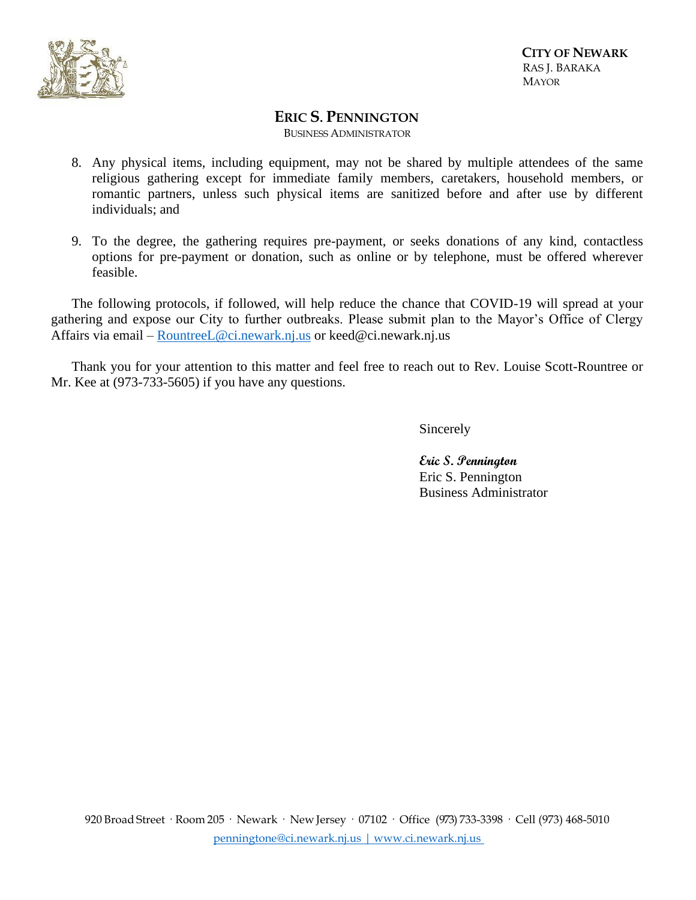**CITY OF NEWARK**
RAS J. BARAKA
MAYOR

## ERIC S. PENNINGTON

BUSINESS ADMINISTRATOR

8. Any physical items, including equipment, may not be shared by multiple attendees of the same religious gathering except for immediate family members, caretakers, household members, or romantic partners, unless such physical items are sanitized before and after use by different individuals; and

9. To the degree, the gathering requires pre-payment, or seeks donations of any kind, contactless options for pre-payment or donation, such as online or by telephone, must be offered wherever feasible.

The following protocols, if followed, will help reduce the chance that COVID-19 will spread at your gathering and expose our City to further outbreaks. Please submit plan to the Mayor's Office of Clergy Affairs via email – RountreeL@ci.newark.nj.us or keed@ci.newark.nj.us

Thank you for your attention to this matter and feel free to reach out to Rev. Louise Scott-Rountree or Mr. Kee at (973-733-5605) if you have any questions.

Sincerely

*Eric S. Pennington*
Eric S. Pennington
Business Administrator

920 Broad Street · Room 205 · Newark · New Jersey · 07102 · Office (973) 733-3398 · Cell (973) 468-5010
penningtone@ci.newark.nj.us | www.ci.newark.nj.us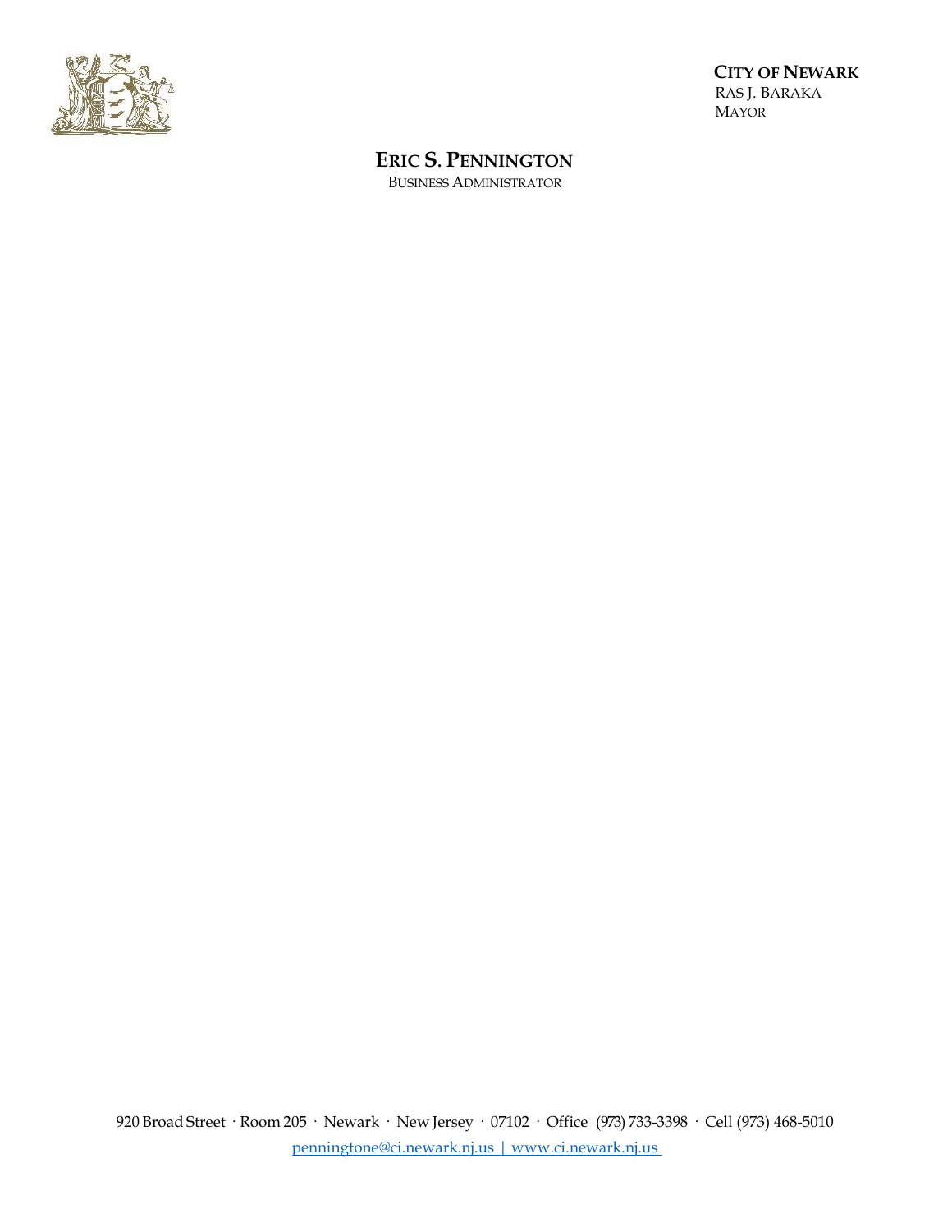**CITY OF NEWARK**
RAS J. BARAKA
MAYOR

# ERIC S. PENNINGTON

BUSINESS ADMINISTRATOR

920 Broad Street · Room 205 · Newark · New Jersey · 07102 · Office (973) 733-3398 · Cell (973) 468-5010
penningtone@ci.newark.nj.us | www.ci.newark.nj.us